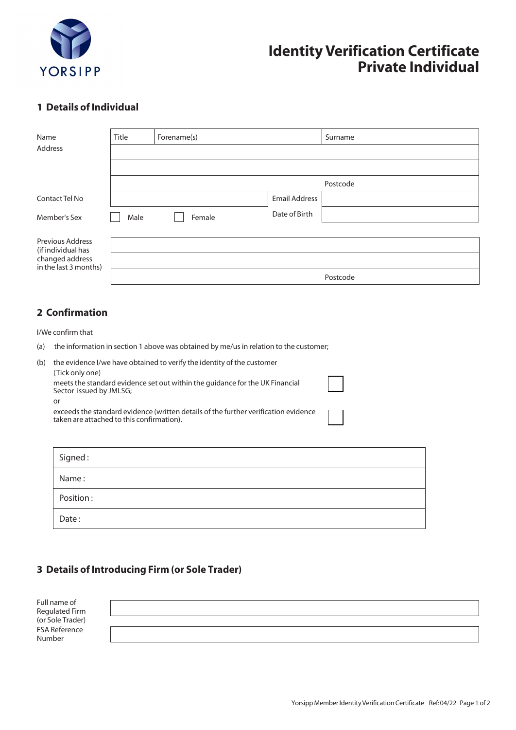YORSIPP

# Identity Verification Certificate Private Individual

## 1 Details of Individual

| | | | | |
|---|---|---|---|---|
| Name | Title | Forename(s) | | Surname |
| Address | | | | |
| | | | | |
| | | | | Postcode |
| Contact Tel No | | | Email Address | |
| Member's Sex | ☐ Male | ☐ Female | Date of Birth | |

| | | |
|---|---|---|
| Previous Address (if individual has changed address in the last 3 months) | | |
| | | |
| | | Postcode |

## 2 Confirmation

I/We confirm that

(a) the information in section 1 above was obtained by me/us in relation to the customer;

(b) the evidence I/we have obtained to verify the identity of the customer (Tick only one)

meets the standard evidence set out within the guidance for the UK Financial Sector issued by JMLSG; ☐

or

exceeds the standard evidence (written details of the further verification evidence taken are attached to this confirmation). ☐

| |
|---|
| Signed : |
| Name : |
| Position : |
| Date : |

## 3 Details of Introducing Firm (or Sole Trader)

| | |
|---|---|
| Full name of Regulated Firm (or Sole Trader) | |
| FSA Reference Number | |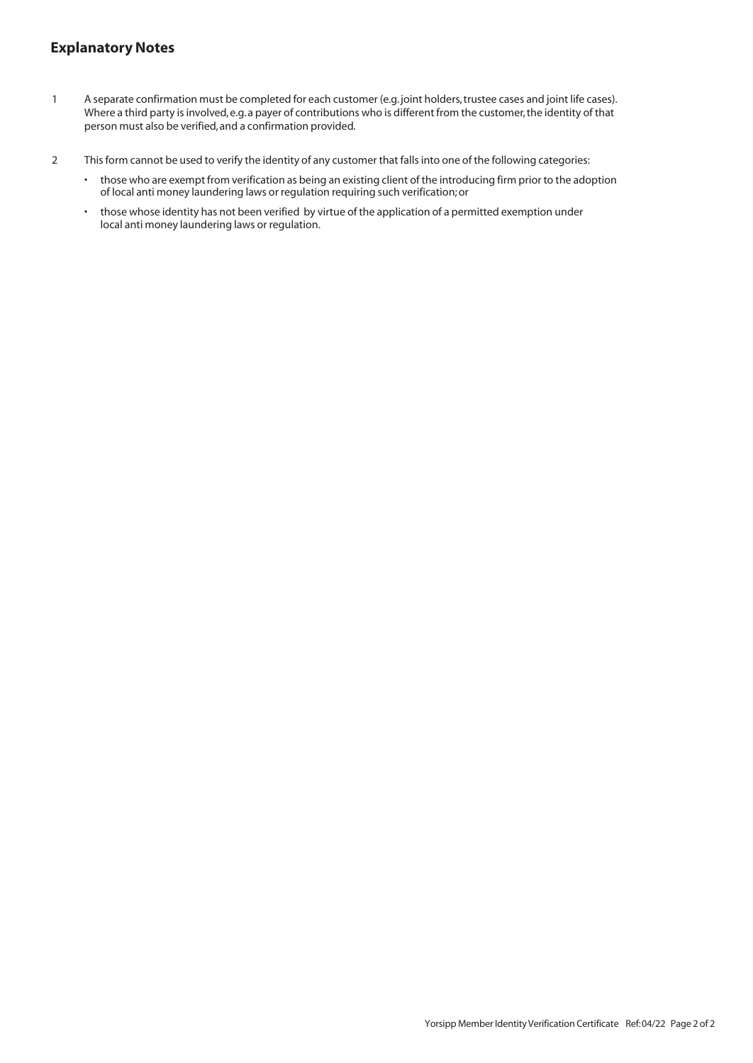## Explanatory Notes

1. A separate confirmation must be completed for each customer (e.g. joint holders, trustee cases and joint life cases). Where a third party is involved, e.g. a payer of contributions who is different from the customer, the identity of that person must also be verified, and a confirmation provided.

2. This form cannot be used to verify the identity of any customer that falls into one of the following categories:
   - those who are exempt from verification as being an existing client of the introducing firm prior to the adoption of local anti money laundering laws or regulation requiring such verification; or
   - those whose identity has not been verified by virtue of the application of a permitted exemption under local anti money laundering laws or regulation.